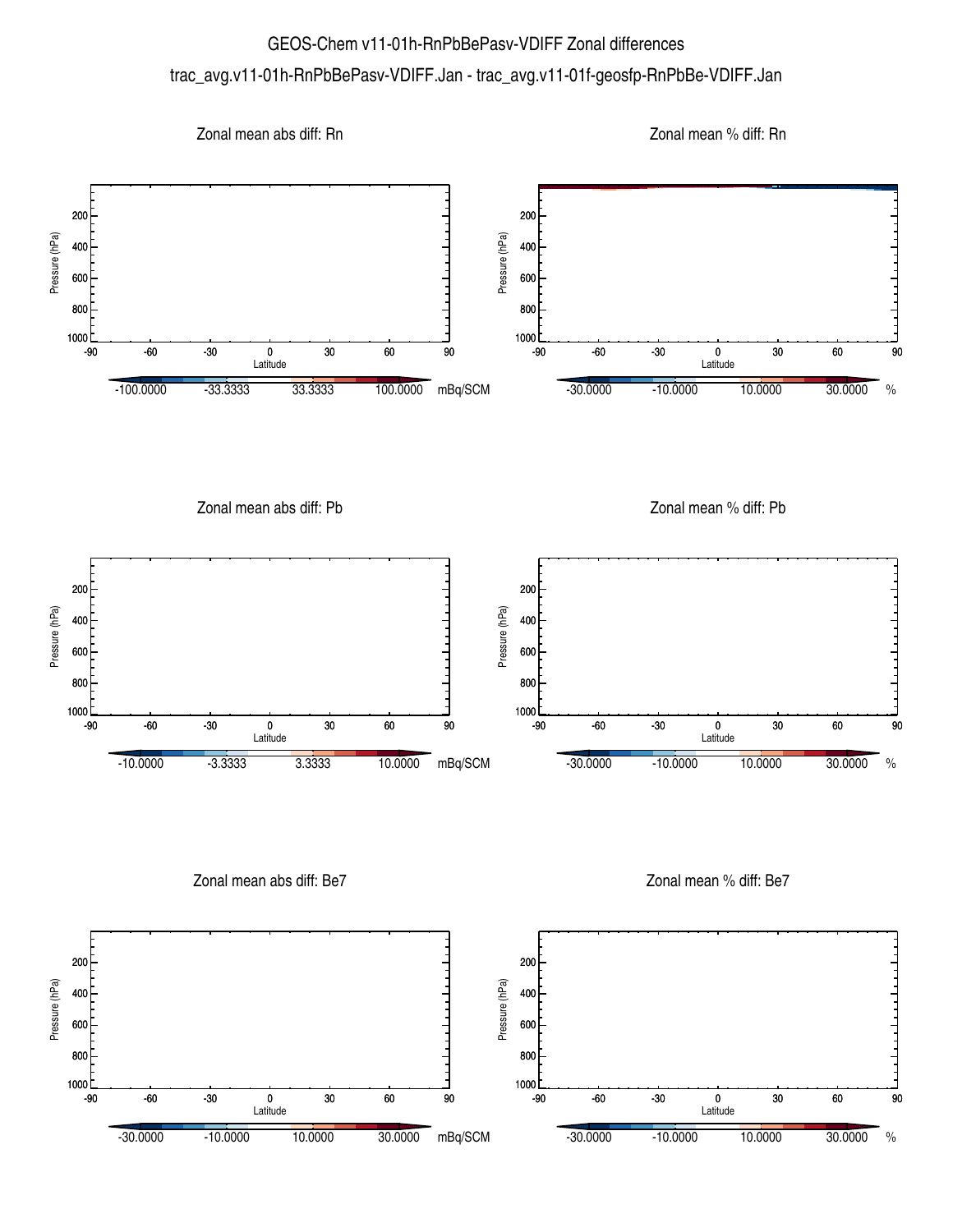# GEOS-Chem v11-01h-RnPbBePasv-VDIFF Zonal differences

## trac_avg.v11-01h-RnPbBePasv-VDIFF.Jan - trac_avg.v11-01f-geosfp-RnPbBe-VDIFF.Jan

### Zonal mean abs diff: Rn

Pressure (hPa): 200, 400, 600, 800, 1000

Latitude: -90, -60, -30, 0, 30, 60, 90

-100.0000 -33.3333 33.3333 100.0000 mBq/SCM

### Zonal mean % diff: Rn

Pressure (hPa): 200, 400, 600, 800, 1000

Latitude: -90, -60, -30, 0, 30, 60, 90

-30.0000 -10.0000 10.0000 30.0000 %

### Zonal mean abs diff: Pb

Pressure (hPa): 200, 400, 600, 800, 1000

Latitude: -90, -60, -30, 0, 30, 60, 90

-10.0000 -3.3333 3.3333 10.0000 mBq/SCM

### Zonal mean % diff: Pb

Pressure (hPa): 200, 400, 600, 800, 1000

Latitude: -90, -60, -30, 0, 30, 60, 90

-30.0000 -10.0000 10.0000 30.0000 %

### Zonal mean abs diff: Be7

Pressure (hPa): 200, 400, 600, 800, 1000

Latitude: -90, -60, -30, 0, 30, 60, 90

-30.0000 -10.0000 10.0000 30.0000 mBq/SCM

### Zonal mean % diff: Be7

Pressure (hPa): 200, 400, 600, 800, 1000

Latitude: -90, -60, -30, 0, 30, 60, 90

-30.0000 -10.0000 10.0000 30.0000 %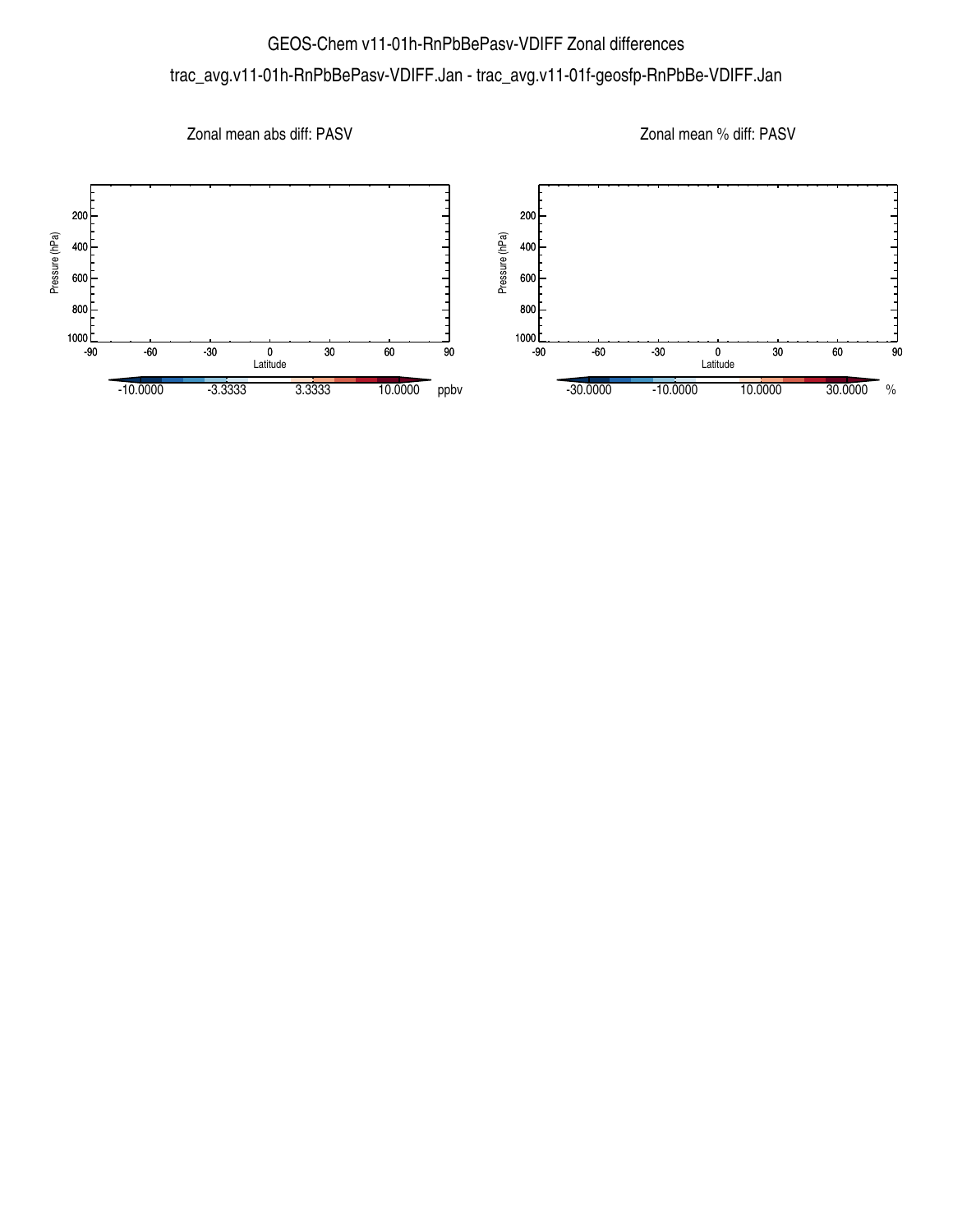GEOS-Chem v11-01h-RnPbBePasv-VDIFF Zonal differences

trac_avg.v11-01h-RnPbBePasv-VDIFF.Jan - trac_avg.v11-01f-geosfp-RnPbBe-VDIFF.Jan

Zonal mean abs diff: PASV

Pressure (hPa)

200

400

600

800

1000

-90 -60 -30 0 30 60 90

Latitude

-10.0000 -3.3333 3.3333 10.0000 ppbv

Zonal mean % diff: PASV

Pressure (hPa)

200

400

600

800

1000

-90 -60 -30 0 30 60 90

Latitude

-30.0000 -10.0000 10.0000 30.0000 %